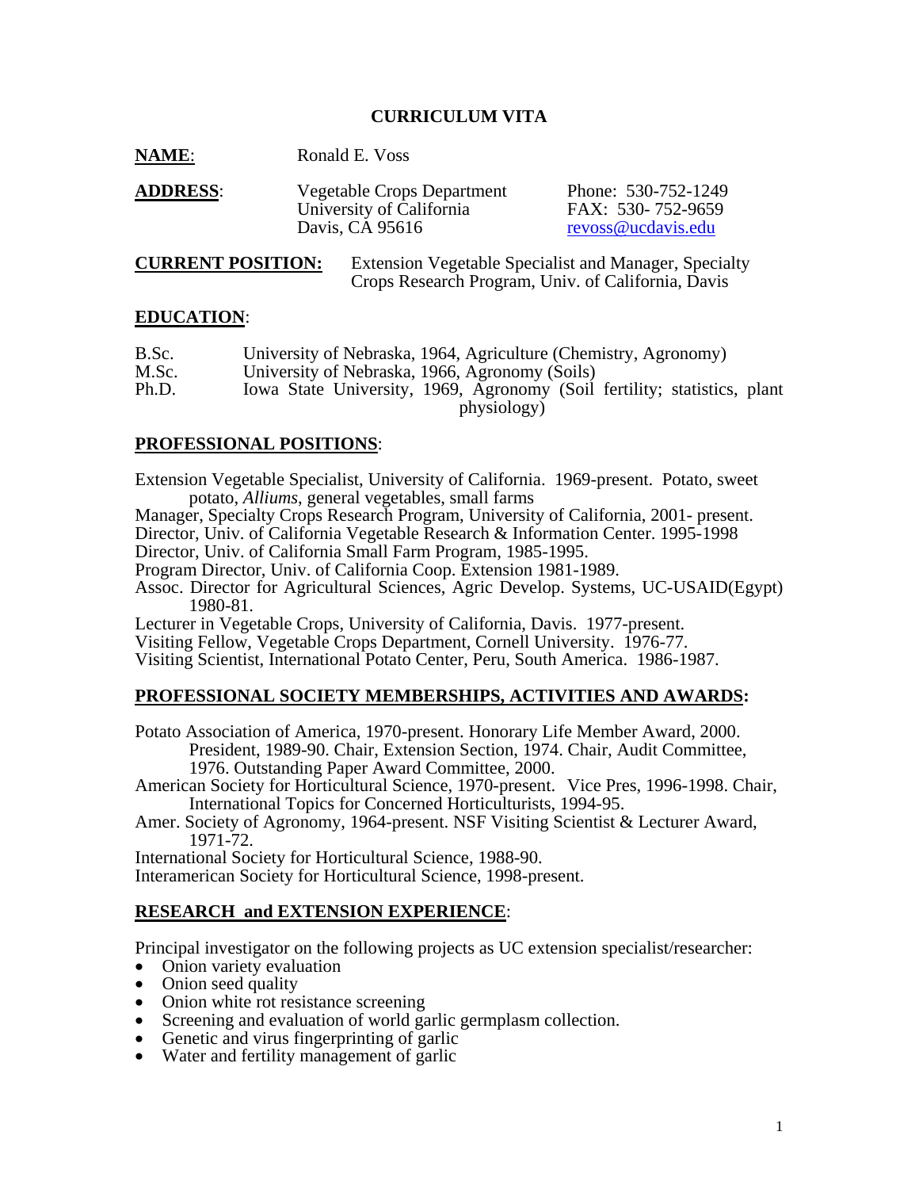# CURRICULUM VITA

**NAME**: Ronald E. Voss

**ADDRESS**: Vegetable Crops Department
University of California
Davis, CA 95616

Phone: 530-752-1249
FAX: 530- 752-9659
revoss@ucdavis.edu

**CURRENT POSITION:** Extension Vegetable Specialist and Manager, Specialty Crops Research Program, Univ. of California, Davis

## EDUCATION:

- B.Sc. University of Nebraska, 1964, Agriculture (Chemistry, Agronomy)
- M.Sc. University of Nebraska, 1966, Agronomy (Soils)
- Ph.D. Iowa State University, 1969, Agronomy (Soil fertility; statistics, plant physiology)

## PROFESSIONAL POSITIONS:

Extension Vegetable Specialist, University of California. 1969-present. Potato, sweet potato, *Alliums*, general vegetables, small farms

Manager, Specialty Crops Research Program, University of California, 2001- present.

Director, Univ. of California Vegetable Research & Information Center. 1995-1998

Director, Univ. of California Small Farm Program, 1985-1995.

Program Director, Univ. of California Coop. Extension 1981-1989.

Assoc. Director for Agricultural Sciences, Agric Develop. Systems, UC-USAID(Egypt) 1980-81.

Lecturer in Vegetable Crops, University of California, Davis. 1977-present.

Visiting Fellow, Vegetable Crops Department, Cornell University. 1976-77.

Visiting Scientist, International Potato Center, Peru, South America. 1986-1987.

## PROFESSIONAL SOCIETY MEMBERSHIPS, ACTIVITIES AND AWARDS:

Potato Association of America, 1970-present. Honorary Life Member Award, 2000. President, 1989-90. Chair, Extension Section, 1974. Chair, Audit Committee, 1976. Outstanding Paper Award Committee, 2000.

American Society for Horticultural Science, 1970-present. Vice Pres, 1996-1998. Chair, International Topics for Concerned Horticulturists, 1994-95.

Amer. Society of Agronomy, 1964-present. NSF Visiting Scientist & Lecturer Award, 1971-72.

International Society for Horticultural Science, 1988-90.

Interamerican Society for Horticultural Science, 1998-present.

## RESEARCH and EXTENSION EXPERIENCE:

Principal investigator on the following projects as UC extension specialist/researcher:

- Onion variety evaluation
- Onion seed quality
- Onion white rot resistance screening
- Screening and evaluation of world garlic germplasm collection.
- Genetic and virus fingerprinting of garlic
- Water and fertility management of garlic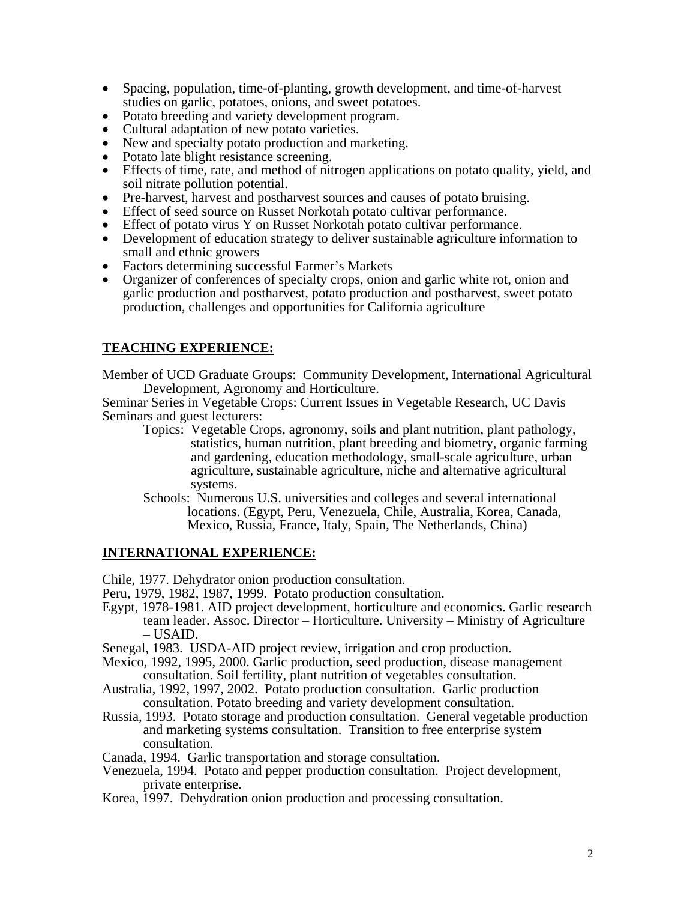- Spacing, population, time-of-planting, growth development, and time-of-harvest studies on garlic, potatoes, onions, and sweet potatoes.
- Potato breeding and variety development program.
- Cultural adaptation of new potato varieties.
- New and specialty potato production and marketing.
- Potato late blight resistance screening.
- Effects of time, rate, and method of nitrogen applications on potato quality, yield, and soil nitrate pollution potential.
- Pre-harvest, harvest and postharvest sources and causes of potato bruising.
- Effect of seed source on Russet Norkotah potato cultivar performance.
- Effect of potato virus Y on Russet Norkotah potato cultivar performance.
- Development of education strategy to deliver sustainable agriculture information to small and ethnic growers
- Factors determining successful Farmer's Markets
- Organizer of conferences of specialty crops, onion and garlic white rot, onion and garlic production and postharvest, potato production and postharvest, sweet potato production, challenges and opportunities for California agriculture

## TEACHING EXPERIENCE:

Member of UCD Graduate Groups: Community Development, International Agricultural Development, Agronomy and Horticulture.

Seminar Series in Vegetable Crops: Current Issues in Vegetable Research, UC Davis

Seminars and guest lecturers:

Topics: Vegetable Crops, agronomy, soils and plant nutrition, plant pathology, statistics, human nutrition, plant breeding and biometry, organic farming and gardening, education methodology, small-scale agriculture, urban agriculture, sustainable agriculture, niche and alternative agricultural systems.

Schools: Numerous U.S. universities and colleges and several international locations. (Egypt, Peru, Venezuela, Chile, Australia, Korea, Canada, Mexico, Russia, France, Italy, Spain, The Netherlands, China)

## INTERNATIONAL EXPERIENCE:

Chile, 1977. Dehydrator onion production consultation.

Peru, 1979, 1982, 1987, 1999. Potato production consultation.

Egypt, 1978-1981. AID project development, horticulture and economics. Garlic research team leader. Assoc. Director – Horticulture. University – Ministry of Agriculture – USAID.

Senegal, 1983. USDA-AID project review, irrigation and crop production.

Mexico, 1992, 1995, 2000. Garlic production, seed production, disease management consultation. Soil fertility, plant nutrition of vegetables consultation.

Australia, 1992, 1997, 2002. Potato production consultation. Garlic production consultation. Potato breeding and variety development consultation.

Russia, 1993. Potato storage and production consultation. General vegetable production and marketing systems consultation. Transition to free enterprise system consultation.

Canada, 1994. Garlic transportation and storage consultation.

Venezuela, 1994. Potato and pepper production consultation. Project development, private enterprise.

Korea, 1997. Dehydration onion production and processing consultation.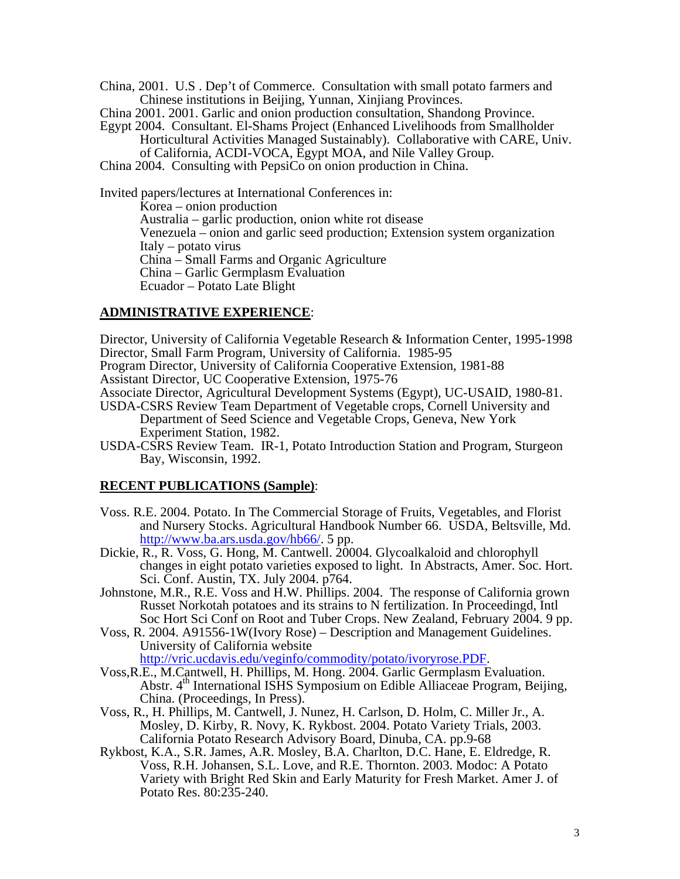China, 2001. U.S . Dep't of Commerce. Consultation with small potato farmers and Chinese institutions in Beijing, Yunnan, Xinjiang Provinces.

China 2001. 2001. Garlic and onion production consultation, Shandong Province.

Egypt 2004. Consultant. El-Shams Project (Enhanced Livelihoods from Smallholder Horticultural Activities Managed Sustainably). Collaborative with CARE, Univ. of California, ACDI-VOCA, Egypt MOA, and Nile Valley Group.

China 2004. Consulting with PepsiCo on onion production in China.

Invited papers/lectures at International Conferences in:

- Korea – onion production
- Australia – garlic production, onion white rot disease
- Venezuela – onion and garlic seed production; Extension system organization
- Italy – potato virus
- China – Small Farms and Organic Agriculture
- China – Garlic Germplasm Evaluation
- Ecuador – Potato Late Blight

## ADMINISTRATIVE EXPERIENCE:

Director, University of California Vegetable Research & Information Center, 1995-1998

Director, Small Farm Program, University of California. 1985-95

Program Director, University of California Cooperative Extension, 1981-88

Assistant Director, UC Cooperative Extension, 1975-76

Associate Director, Agricultural Development Systems (Egypt), UC-USAID, 1980-81.

USDA-CSRS Review Team Department of Vegetable crops, Cornell University and Department of Seed Science and Vegetable Crops, Geneva, New York Experiment Station, 1982.

USDA-CSRS Review Team. IR-1, Potato Introduction Station and Program, Sturgeon Bay, Wisconsin, 1992.

## RECENT PUBLICATIONS (Sample):

Voss. R.E. 2004. Potato. In The Commercial Storage of Fruits, Vegetables, and Florist and Nursery Stocks. Agricultural Handbook Number 66. USDA, Beltsville, Md. http://www.ba.ars.usda.gov/hb66/. 5 pp.

Dickie, R., R. Voss, G. Hong, M. Cantwell. 20004. Glycoalkaloid and chlorophyll changes in eight potato varieties exposed to light. In Abstracts, Amer. Soc. Hort. Sci. Conf. Austin, TX. July 2004. p764.

Johnstone, M.R., R.E. Voss and H.W. Phillips. 2004. The response of California grown Russet Norkotah potatoes and its strains to N fertilization. In Proceedingd, Intl Soc Hort Sci Conf on Root and Tuber Crops. New Zealand, February 2004. 9 pp.

Voss, R. 2004. A91556-1W(Ivory Rose) – Description and Management Guidelines. University of California website http://vric.ucdavis.edu/veginfo/commodity/potato/ivoryrose.PDF.

Voss,R.E., M.Cantwell, H. Phillips, M. Hong. 2004. Garlic Germplasm Evaluation. Abstr. 4th International ISHS Symposium on Edible Alliaceae Program, Beijing, China. (Proceedings, In Press).

Voss, R., H. Phillips, M. Cantwell, J. Nunez, H. Carlson, D. Holm, C. Miller Jr., A. Mosley, D. Kirby, R. Novy, K. Rykbost. 2004. Potato Variety Trials, 2003. California Potato Research Advisory Board, Dinuba, CA. pp.9-68

Rykbost, K.A., S.R. James, A.R. Mosley, B.A. Charlton, D.C. Hane, E. Eldredge, R. Voss, R.H. Johansen, S.L. Love, and R.E. Thornton. 2003. Modoc: A Potato Variety with Bright Red Skin and Early Maturity for Fresh Market. Amer J. of Potato Res. 80:235-240.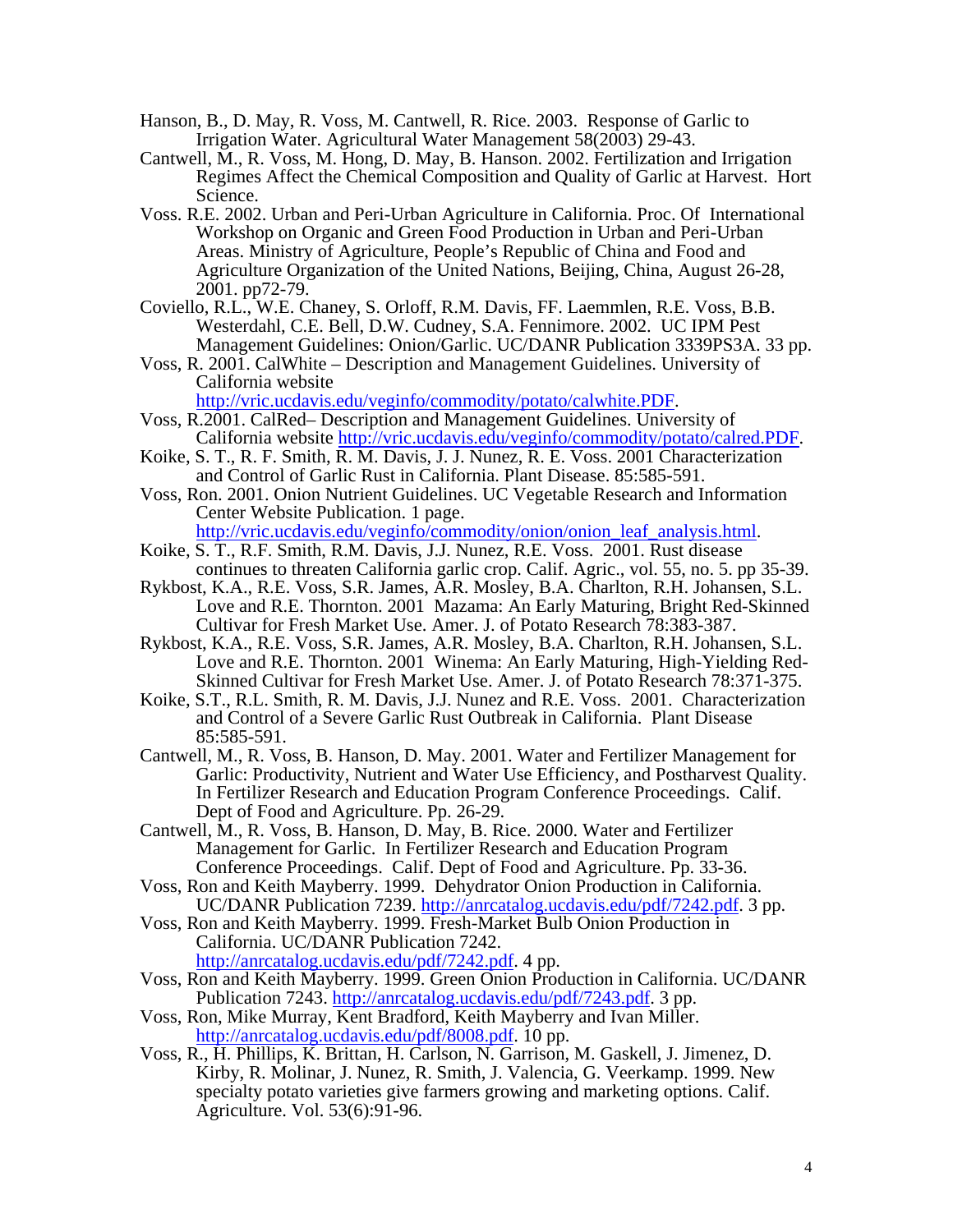Hanson, B., D. May, R. Voss, M. Cantwell, R. Rice. 2003. Response of Garlic to Irrigation Water. Agricultural Water Management 58(2003) 29-43.

Cantwell, M., R. Voss, M. Hong, D. May, B. Hanson. 2002. Fertilization and Irrigation Regimes Affect the Chemical Composition and Quality of Garlic at Harvest. Hort Science.

Voss. R.E. 2002. Urban and Peri-Urban Agriculture in California. Proc. Of International Workshop on Organic and Green Food Production in Urban and Peri-Urban Areas. Ministry of Agriculture, People's Republic of China and Food and Agriculture Organization of the United Nations, Beijing, China, August 26-28, 2001. pp72-79.

Coviello, R.L., W.E. Chaney, S. Orloff, R.M. Davis, FF. Laemmlen, R.E. Voss, B.B. Westerdahl, C.E. Bell, D.W. Cudney, S.A. Fennimore. 2002. UC IPM Pest Management Guidelines: Onion/Garlic. UC/DANR Publication 3339PS3A. 33 pp.

Voss, R. 2001. CalWhite – Description and Management Guidelines. University of California website http://vric.ucdavis.edu/veginfo/commodity/potato/calwhite.PDF.

Voss, R.2001. CalRed– Description and Management Guidelines. University of California website http://vric.ucdavis.edu/veginfo/commodity/potato/calred.PDF.

Koike, S. T., R. F. Smith, R. M. Davis, J. J. Nunez, R. E. Voss. 2001 Characterization and Control of Garlic Rust in California. Plant Disease. 85:585-591.

Voss, Ron. 2001. Onion Nutrient Guidelines. UC Vegetable Research and Information Center Website Publication. 1 page. http://vric.ucdavis.edu/veginfo/commodity/onion/onion_leaf_analysis.html.

Koike, S. T., R.F. Smith, R.M. Davis, J.J. Nunez, R.E. Voss. 2001. Rust disease continues to threaten California garlic crop. Calif. Agric., vol. 55, no. 5. pp 35-39.

Rykbost, K.A., R.E. Voss, S.R. James, A.R. Mosley, B.A. Charlton, R.H. Johansen, S.L. Love and R.E. Thornton. 2001 Mazama: An Early Maturing, Bright Red-Skinned Cultivar for Fresh Market Use. Amer. J. of Potato Research 78:383-387.

Rykbost, K.A., R.E. Voss, S.R. James, A.R. Mosley, B.A. Charlton, R.H. Johansen, S.L. Love and R.E. Thornton. 2001 Winema: An Early Maturing, High-Yielding Red-Skinned Cultivar for Fresh Market Use. Amer. J. of Potato Research 78:371-375.

Koike, S.T., R.L. Smith, R. M. Davis, J.J. Nunez and R.E. Voss. 2001. Characterization and Control of a Severe Garlic Rust Outbreak in California. Plant Disease 85:585-591.

Cantwell, M., R. Voss, B. Hanson, D. May. 2001. Water and Fertilizer Management for Garlic: Productivity, Nutrient and Water Use Efficiency, and Postharvest Quality. In Fertilizer Research and Education Program Conference Proceedings. Calif. Dept of Food and Agriculture. Pp. 26-29.

Cantwell, M., R. Voss, B. Hanson, D. May, B. Rice. 2000. Water and Fertilizer Management for Garlic. In Fertilizer Research and Education Program Conference Proceedings. Calif. Dept of Food and Agriculture. Pp. 33-36.

Voss, Ron and Keith Mayberry. 1999. Dehydrator Onion Production in California. UC/DANR Publication 7239. http://anrcatalog.ucdavis.edu/pdf/7242.pdf. 3 pp.

Voss, Ron and Keith Mayberry. 1999. Fresh-Market Bulb Onion Production in California. UC/DANR Publication 7242. http://anrcatalog.ucdavis.edu/pdf/7242.pdf. 4 pp.

Voss, Ron and Keith Mayberry. 1999. Green Onion Production in California. UC/DANR Publication 7243. http://anrcatalog.ucdavis.edu/pdf/7243.pdf. 3 pp.

Voss, Ron, Mike Murray, Kent Bradford, Keith Mayberry and Ivan Miller. http://anrcatalog.ucdavis.edu/pdf/8008.pdf. 10 pp.

Voss, R., H. Phillips, K. Brittan, H. Carlson, N. Garrison, M. Gaskell, J. Jimenez, D. Kirby, R. Molinar, J. Nunez, R. Smith, J. Valencia, G. Veerkamp. 1999. New specialty potato varieties give farmers growing and marketing options. Calif. Agriculture. Vol. 53(6):91-96.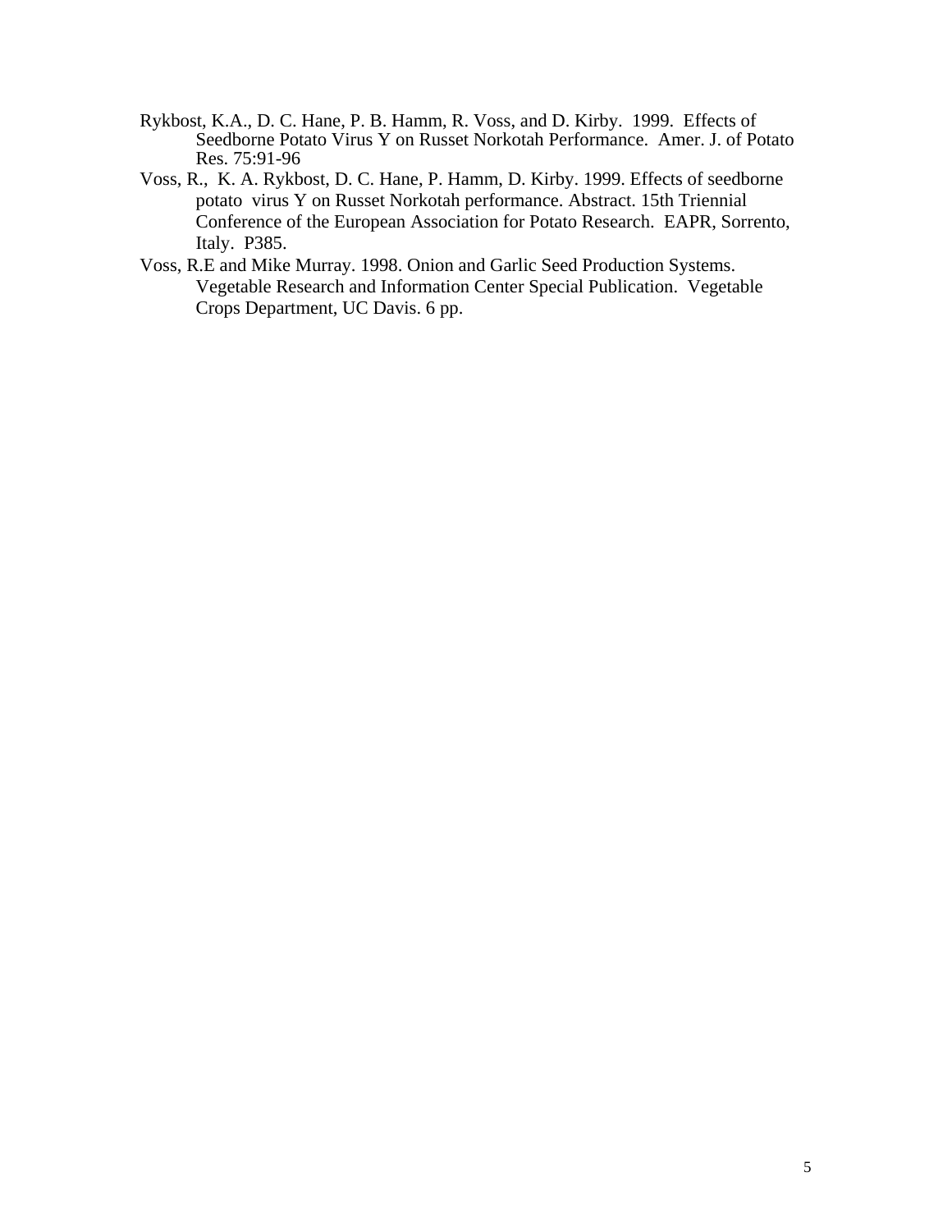Rykbost, K.A., D. C. Hane, P. B. Hamm, R. Voss, and D. Kirby. 1999. Effects of Seedborne Potato Virus Y on Russet Norkotah Performance. Amer. J. of Potato Res. 75:91-96

Voss, R., K. A. Rykbost, D. C. Hane, P. Hamm, D. Kirby. 1999. Effects of seedborne potato virus Y on Russet Norkotah performance. Abstract. 15th Triennial Conference of the European Association for Potato Research. EAPR, Sorrento, Italy. P385.

Voss, R.E and Mike Murray. 1998. Onion and Garlic Seed Production Systems. Vegetable Research and Information Center Special Publication. Vegetable Crops Department, UC Davis. 6 pp.